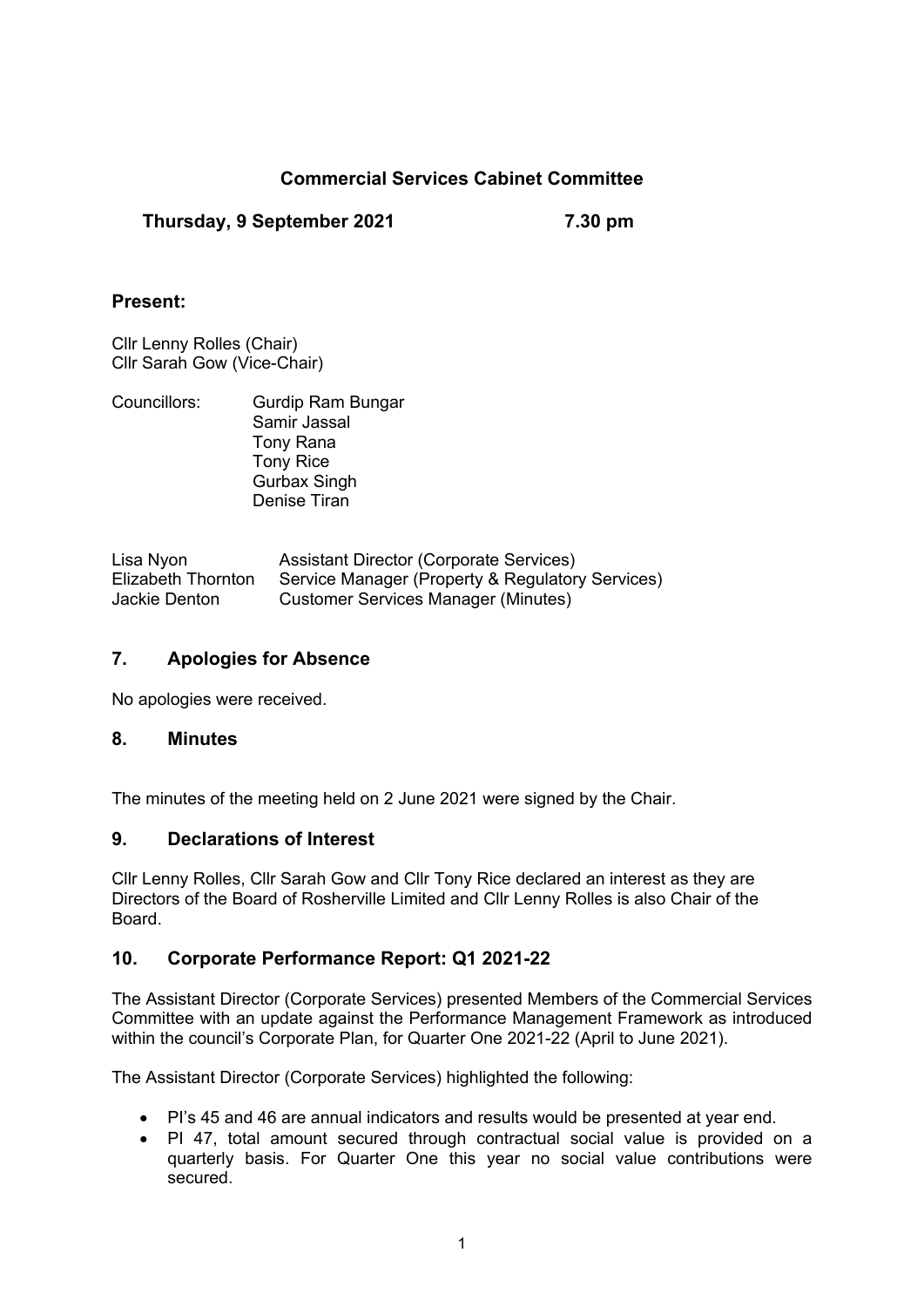**Commercial Services Cabinet Committee**

**Thursday, 9 September 2021 7.30 pm**

## Present:

Cllr Lenny Rolles (Chair)
Cllr Sarah Gow (Vice-Chair)

Councillors: Gurdip Ram Bungar
Samir Jassal
Tony Rana
Tony Rice
Gurbax Singh
Denise Tiran

| | |
|---|---|
| Lisa Nyon | Assistant Director (Corporate Services) |
| Elizabeth Thornton | Service Manager (Property & Regulatory Services) |
| Jackie Denton | Customer Services Manager (Minutes) |

## 7. Apologies for Absence

No apologies were received.

## 8. Minutes

The minutes of the meeting held on 2 June 2021 were signed by the Chair.

## 9. Declarations of Interest

Cllr Lenny Rolles, Cllr Sarah Gow and Cllr Tony Rice declared an interest as they are Directors of the Board of Rosherville Limited and Cllr Lenny Rolles is also Chair of the Board.

## 10. Corporate Performance Report: Q1 2021-22

The Assistant Director (Corporate Services) presented Members of the Commercial Services Committee with an update against the Performance Management Framework as introduced within the council's Corporate Plan, for Quarter One 2021-22 (April to June 2021).

The Assistant Director (Corporate Services) highlighted the following:

- PI's 45 and 46 are annual indicators and results would be presented at year end.
- PI 47, total amount secured through contractual social value is provided on a quarterly basis. For Quarter One this year no social value contributions were secured.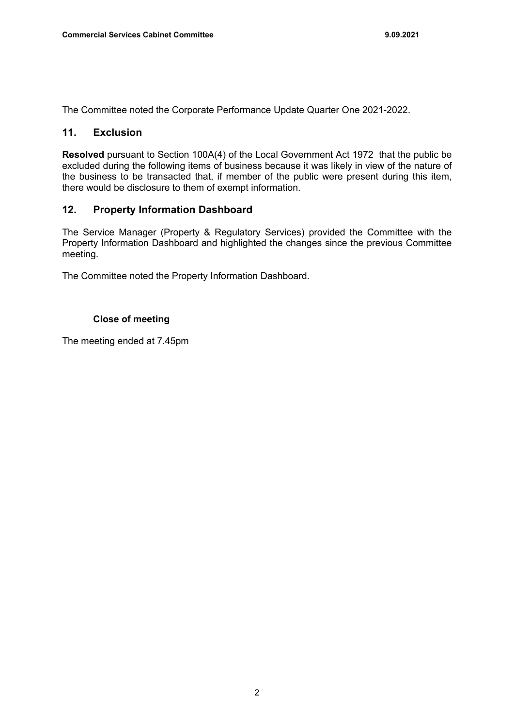The Committee noted the Corporate Performance Update Quarter One 2021-2022.

## 11. Exclusion

**Resolved** pursuant to Section 100A(4) of the Local Government Act 1972 that the public be excluded during the following items of business because it was likely in view of the nature of the business to be transacted that, if member of the public were present during this item, there would be disclosure to them of exempt information.

## 12. Property Information Dashboard

The Service Manager (Property & Regulatory Services) provided the Committee with the Property Information Dashboard and highlighted the changes since the previous Committee meeting.

The Committee noted the Property Information Dashboard.

**Close of meeting**

The meeting ended at 7.45pm